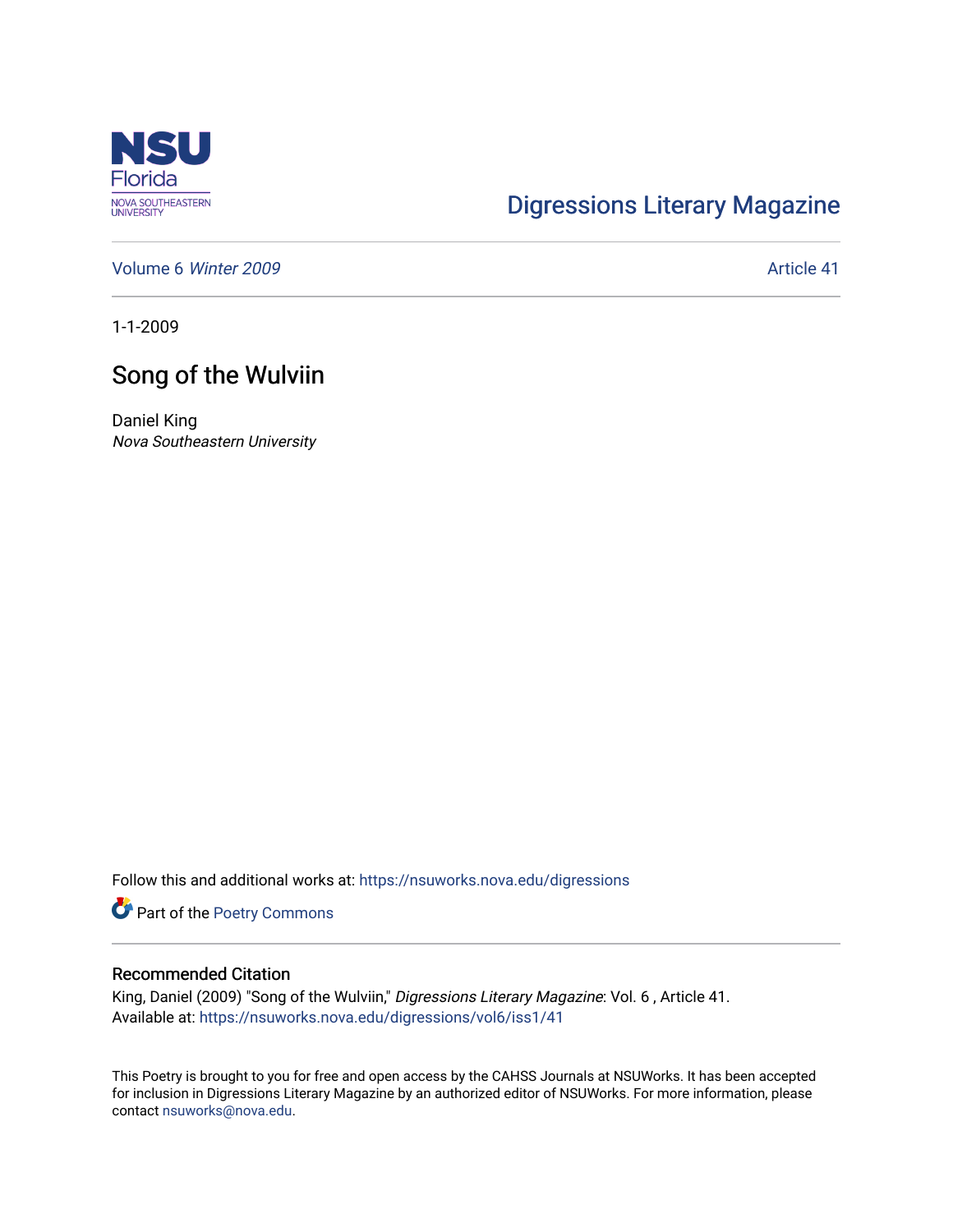Digressions Literary Magazine

Volume 6 *Winter 2009*

Article 41

1-1-2009

# Song of the Wulviin

Daniel King
*Nova Southeastern University*

Follow this and additional works at: https://nsuworks.nova.edu/digressions

Part of the Poetry Commons

## Recommended Citation

King, Daniel (2009) "Song of the Wulviin," *Digressions Literary Magazine*: Vol. 6 , Article 41.
Available at: https://nsuworks.nova.edu/digressions/vol6/iss1/41

This Poetry is brought to you for free and open access by the CAHSS Journals at NSUWorks. It has been accepted for inclusion in Digressions Literary Magazine by an authorized editor of NSUWorks. For more information, please contact nsuworks@nova.edu.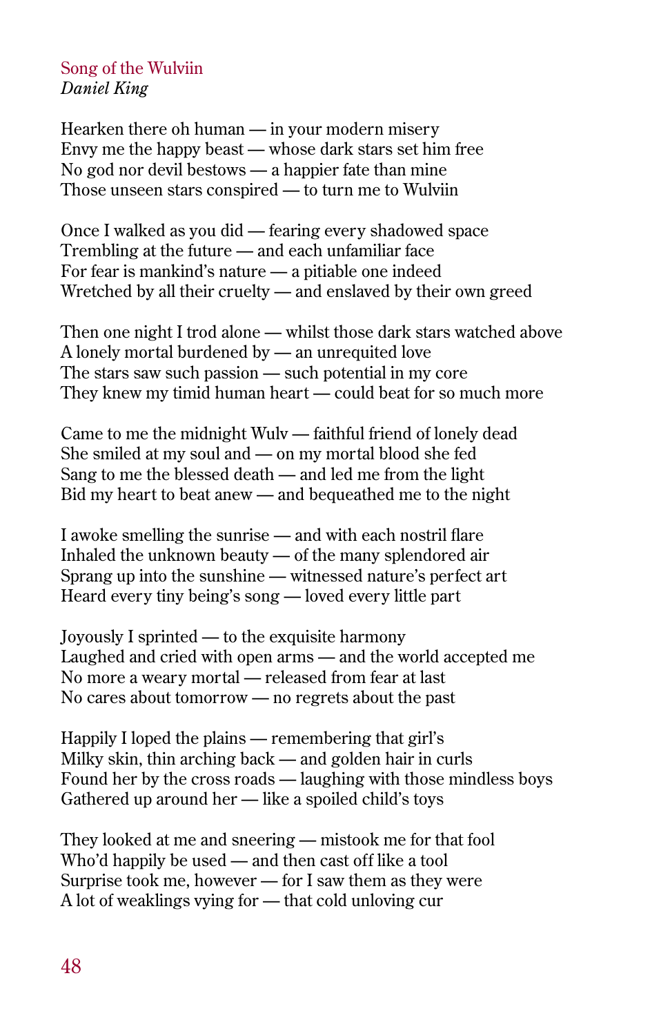## Song of the Wulviin

*Daniel King*

Hearken there oh human — in your modern misery
Envy me the happy beast — whose dark stars set him free
No god nor devil bestows — a happier fate than mine
Those unseen stars conspired — to turn me to Wulviin

Once I walked as you did — fearing every shadowed space
Trembling at the future — and each unfamiliar face
For fear is mankind's nature — a pitiable one indeed
Wretched by all their cruelty — and enslaved by their own greed

Then one night I trod alone — whilst those dark stars watched above
A lonely mortal burdened by — an unrequited love
The stars saw such passion — such potential in my core
They knew my timid human heart — could beat for so much more

Came to me the midnight Wulv — faithful friend of lonely dead
She smiled at my soul and — on my mortal blood she fed
Sang to me the blessed death — and led me from the light
Bid my heart to beat anew — and bequeathed me to the night

I awoke smelling the sunrise — and with each nostril flare
Inhaled the unknown beauty — of the many splendored air
Sprang up into the sunshine — witnessed nature's perfect art
Heard every tiny being's song — loved every little part

Joyously I sprinted — to the exquisite harmony
Laughed and cried with open arms — and the world accepted me
No more a weary mortal — released from fear at last
No cares about tomorrow — no regrets about the past

Happily I loped the plains — remembering that girl's
Milky skin, thin arching back — and golden hair in curls
Found her by the cross roads — laughing with those mindless boys
Gathered up around her — like a spoiled child's toys

They looked at me and sneering — mistook me for that fool
Who'd happily be used — and then cast off like a tool
Surprise took me, however — for I saw them as they were
A lot of weaklings vying for — that cold unloving cur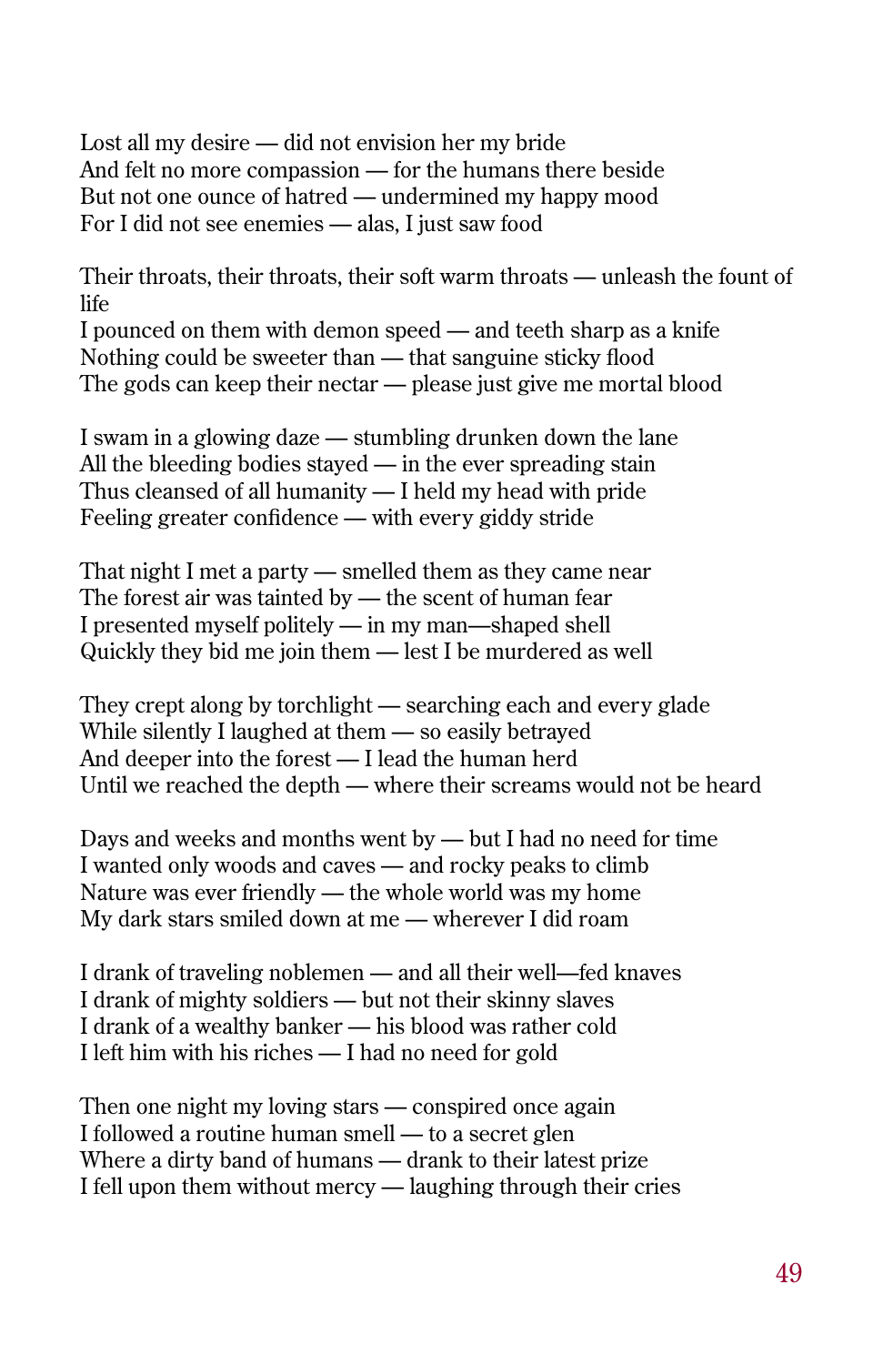Lost all my desire — did not envision her my bride
And felt no more compassion — for the humans there beside
But not one ounce of hatred — undermined my happy mood
For I did not see enemies — alas, I just saw food

Their throats, their throats, their soft warm throats — unleash the fount of life
I pounced on them with demon speed — and teeth sharp as a knife
Nothing could be sweeter than — that sanguine sticky flood
The gods can keep their nectar — please just give me mortal blood

I swam in a glowing daze — stumbling drunken down the lane
All the bleeding bodies stayed — in the ever spreading stain
Thus cleansed of all humanity — I held my head with pride
Feeling greater confidence — with every giddy stride

That night I met a party — smelled them as they came near
The forest air was tainted by — the scent of human fear
I presented myself politely — in my man—shaped shell
Quickly they bid me join them — lest I be murdered as well

They crept along by torchlight — searching each and every glade
While silently I laughed at them — so easily betrayed
And deeper into the forest — I lead the human herd
Until we reached the depth — where their screams would not be heard

Days and weeks and months went by — but I had no need for time
I wanted only woods and caves — and rocky peaks to climb
Nature was ever friendly — the whole world was my home
My dark stars smiled down at me — wherever I did roam

I drank of traveling noblemen — and all their well—fed knaves
I drank of mighty soldiers — but not their skinny slaves
I drank of a wealthy banker — his blood was rather cold
I left him with his riches — I had no need for gold

Then one night my loving stars — conspired once again
I followed a routine human smell — to a secret glen
Where a dirty band of humans — drank to their latest prize
I fell upon them without mercy — laughing through their cries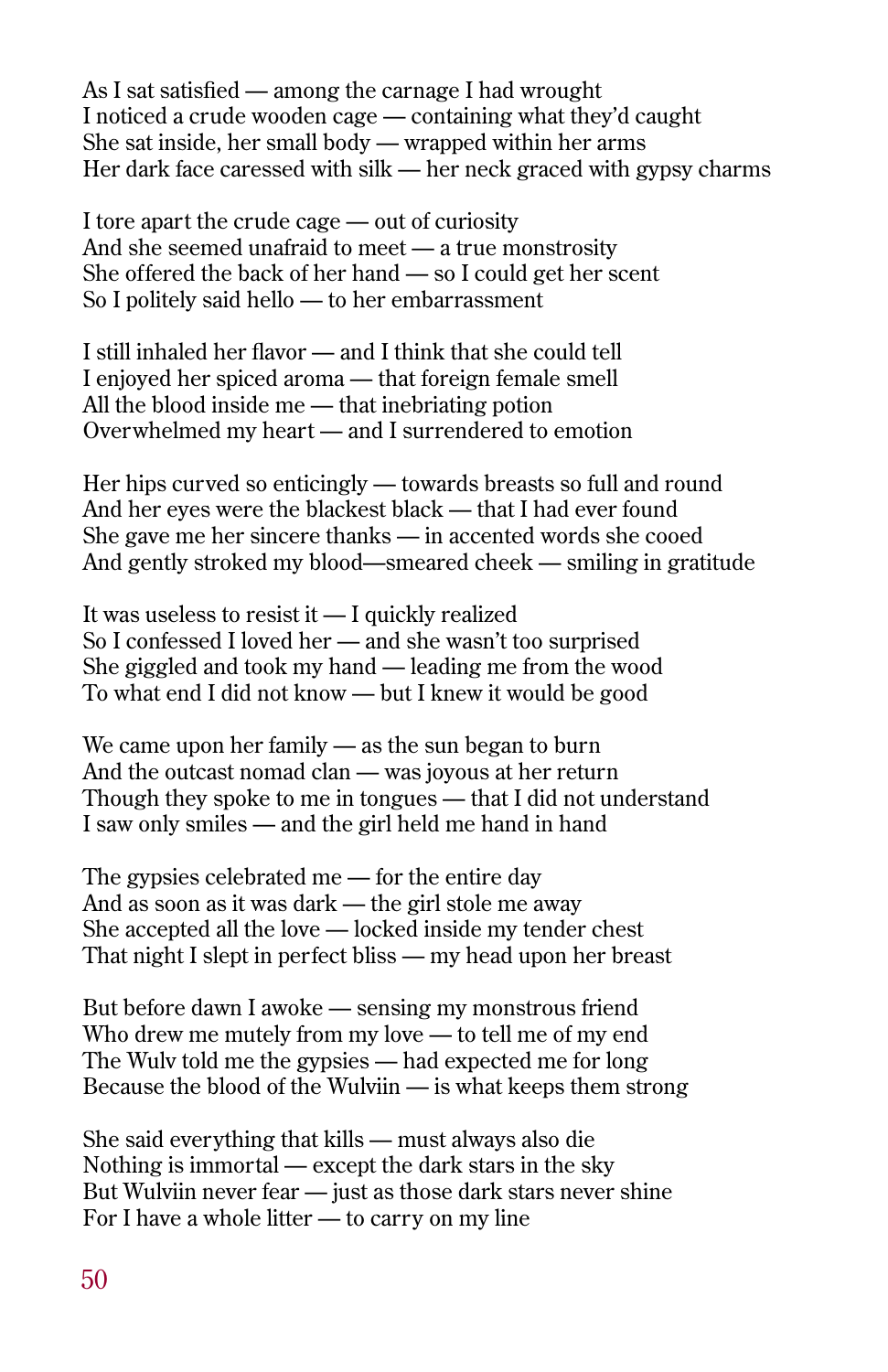As I sat satisfied — among the carnage I had wrought
I noticed a crude wooden cage — containing what they'd caught
She sat inside, her small body — wrapped within her arms
Her dark face caressed with silk — her neck graced with gypsy charms

I tore apart the crude cage — out of curiosity
And she seemed unafraid to meet — a true monstrosity
She offered the back of her hand — so I could get her scent
So I politely said hello — to her embarrassment

I still inhaled her flavor — and I think that she could tell
I enjoyed her spiced aroma — that foreign female smell
All the blood inside me — that inebriating potion
Overwhelmed my heart — and I surrendered to emotion

Her hips curved so enticingly — towards breasts so full and round
And her eyes were the blackest black — that I had ever found
She gave me her sincere thanks — in accented words she cooed
And gently stroked my blood—smeared cheek — smiling in gratitude

It was useless to resist it — I quickly realized
So I confessed I loved her — and she wasn't too surprised
She giggled and took my hand — leading me from the wood
To what end I did not know — but I knew it would be good

We came upon her family — as the sun began to burn
And the outcast nomad clan — was joyous at her return
Though they spoke to me in tongues — that I did not understand
I saw only smiles — and the girl held me hand in hand

The gypsies celebrated me — for the entire day
And as soon as it was dark — the girl stole me away
She accepted all the love — locked inside my tender chest
That night I slept in perfect bliss — my head upon her breast

But before dawn I awoke — sensing my monstrous friend
Who drew me mutely from my love — to tell me of my end
The Wulv told me the gypsies — had expected me for long
Because the blood of the Wulviin — is what keeps them strong

She said everything that kills — must always also die
Nothing is immortal — except the dark stars in the sky
But Wulviin never fear — just as those dark stars never shine
For I have a whole litter — to carry on my line